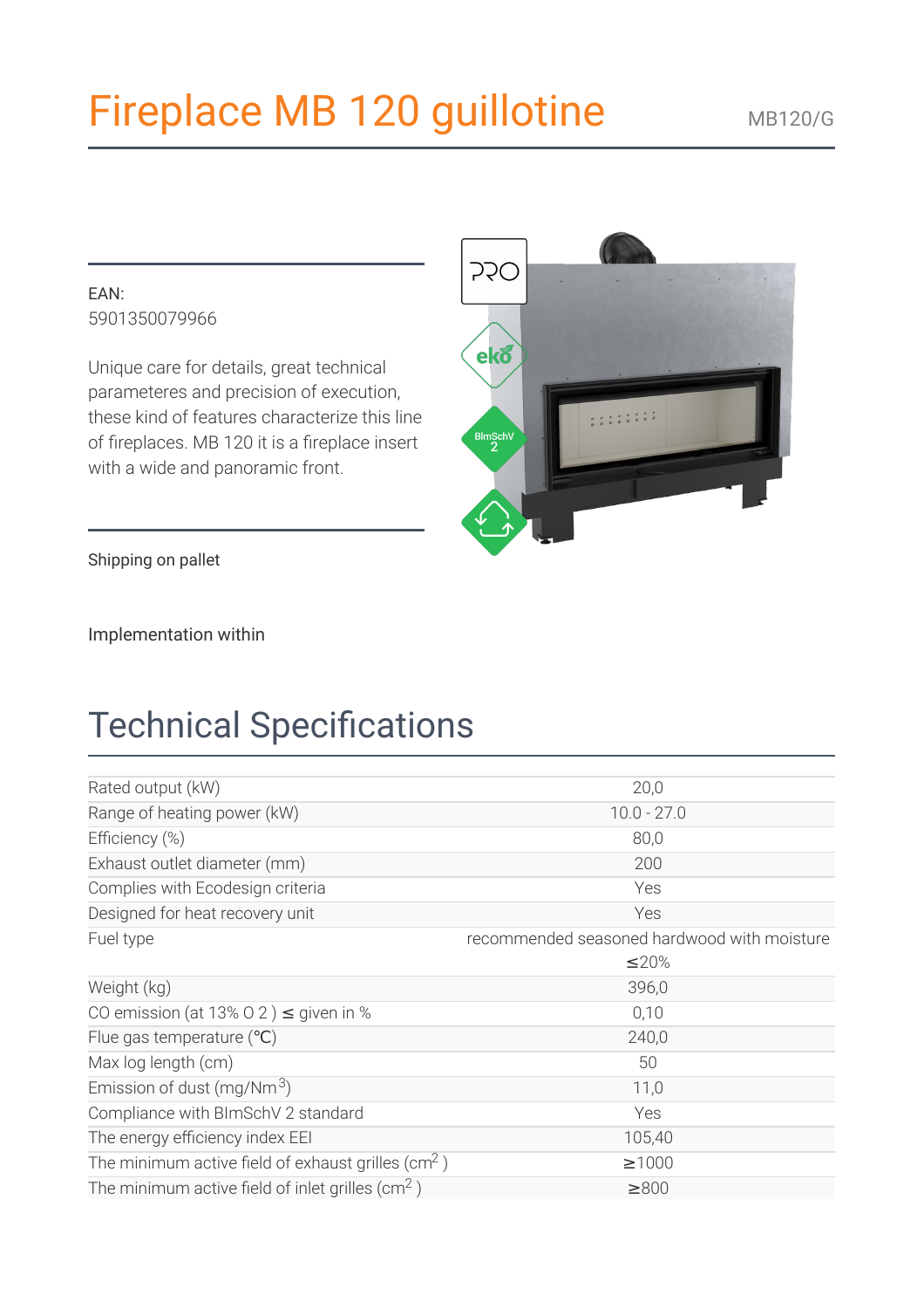# Fireplace MB 120 guillotine

MB120/G

EAN:
5901350079966

Unique care for details, great technical parameteres and precision of execution, these kind of features characterize this line of fireplaces. MB 120 it is a fireplace insert with a wide and panoramic front.

Shipping on pallet

Implementation within

## Technical Specifications

| | |
|---|---|
| Rated output (kW) | 20,0 |
| Range of heating power (kW) | 10.0 - 27.0 |
| Efficiency (%) | 80,0 |
| Exhaust outlet diameter (mm) | 200 |
| Complies with Ecodesign criteria | Yes |
| Designed for heat recovery unit | Yes |
| Fuel type | recommended seasoned hardwood with moisture ≤20% |
| Weight (kg) | 396,0 |
| CO emission (at 13% O 2 ) ≤ given in % | 0,10 |
| Flue gas temperature (℃) | 240,0 |
| Max log length (cm) | 50 |
| Emission of dust (mg/Nm$^3$) | 11,0 |
| Compliance with BImSchV 2 standard | Yes |
| The energy efficiency index EEI | 105,40 |
| The minimum active field of exhaust grilles (cm$^2$ ) | ≥1000 |
| The minimum active field of inlet grilles (cm$^2$ ) | ≥800 |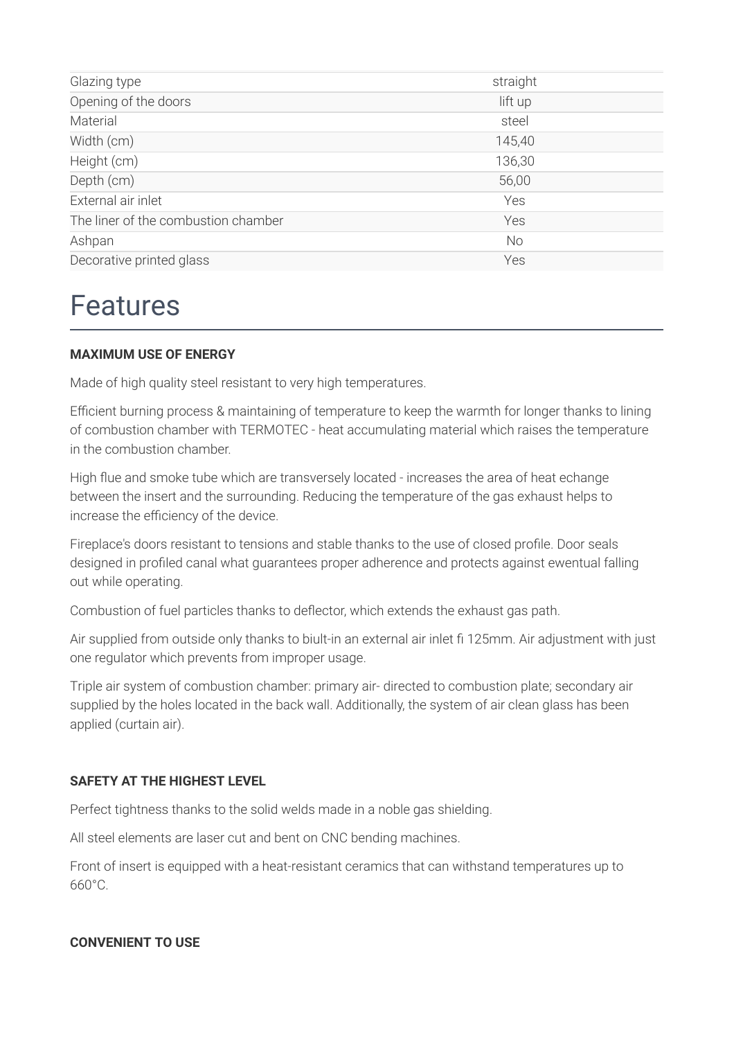| | |
|---|---|
| Glazing type | straight |
| Opening of the doors | lift up |
| Material | steel |
| Width (cm) | 145,40 |
| Height (cm) | 136,30 |
| Depth (cm) | 56,00 |
| External air inlet | Yes |
| The liner of the combustion chamber | Yes |
| Ashpan | No |
| Decorative printed glass | Yes |

# Features

**MAXIMUM USE OF ENERGY**

Made of high quality steel resistant to very high temperatures.

Efficient burning process & maintaining of temperature to keep the warmth for longer thanks to lining of combustion chamber with TERMOTEC - heat accumulating material which raises the temperature in the combustion chamber.

High flue and smoke tube which are transversely located - increases the area of heat echange between the insert and the surrounding. Reducing the temperature of the gas exhaust helps to increase the efficiency of the device.

Fireplace's doors resistant to tensions and stable thanks to the use of closed profile. Door seals designed in profiled canal what guarantees proper adherence and protects against ewentual falling out while operating.

Combustion of fuel particles thanks to deflector, which extends the exhaust gas path.

Air supplied from outside only thanks to biult-in an external air inlet fi 125mm. Air adjustment with just one regulator which prevents from improper usage.

Triple air system of combustion chamber: primary air- directed to combustion plate; secondary air supplied by the holes located in the back wall. Additionally, the system of air clean glass has been applied (curtain air).

**SAFETY AT THE HIGHEST LEVEL**

Perfect tightness thanks to the solid welds made in a noble gas shielding.

All steel elements are laser cut and bent on CNC bending machines.

Front of insert is equipped with a heat-resistant ceramics that can withstand temperatures up to 660°C.

**CONVENIENT TO USE**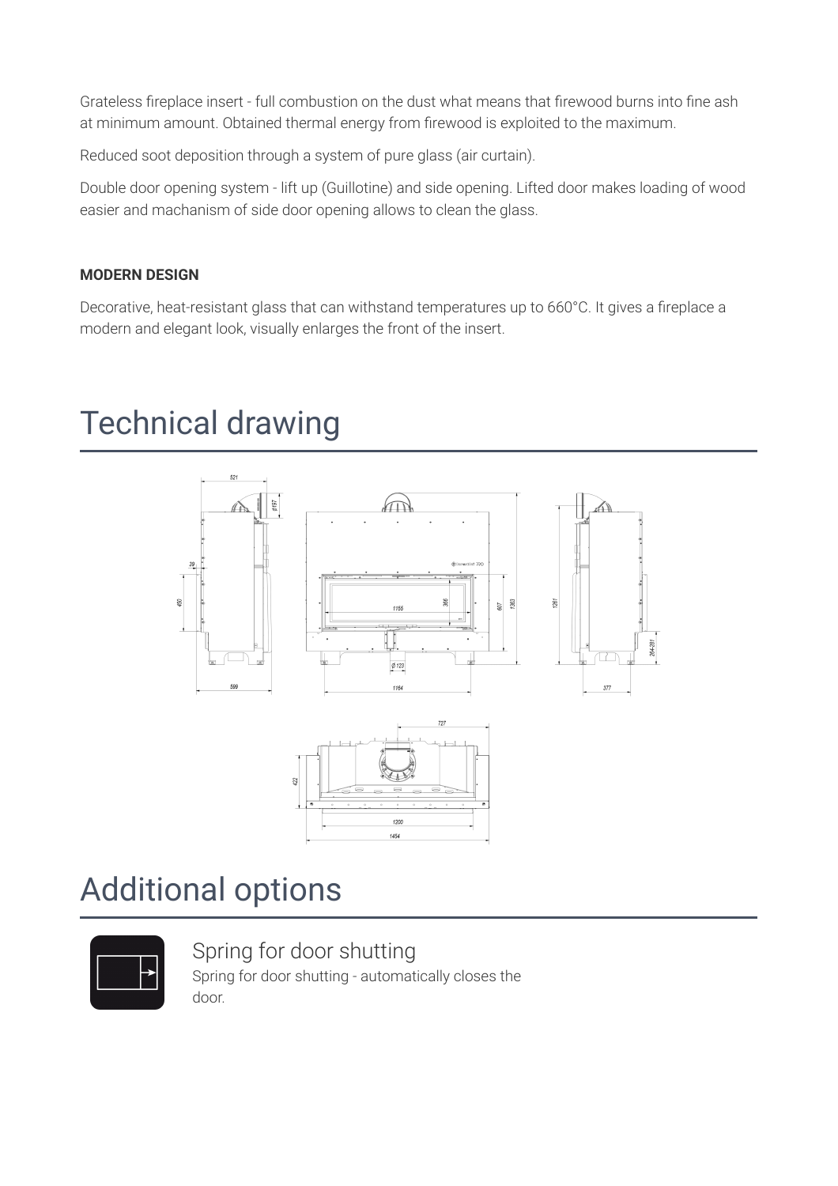Grateless fireplace insert - full combustion on the dust what means that firewood burns into fine ash at minimum amount. Obtained thermal energy from firewood is exploited to the maximum.

Reduced soot deposition through a system of pure glass (air curtain).

Double door opening system - lift up (Guillotine) and side opening. Lifted door makes loading of wood easier and machanism of side door opening allows to clean the glass.

**MODERN DESIGN**

Decorative, heat-resistant glass that can withstand temperatures up to 660°C. It gives a fireplace a modern and elegant look, visually enlarges the front of the insert.

# Technical drawing

# Additional options

## Spring for door shutting

Spring for door shutting - automatically closes the door.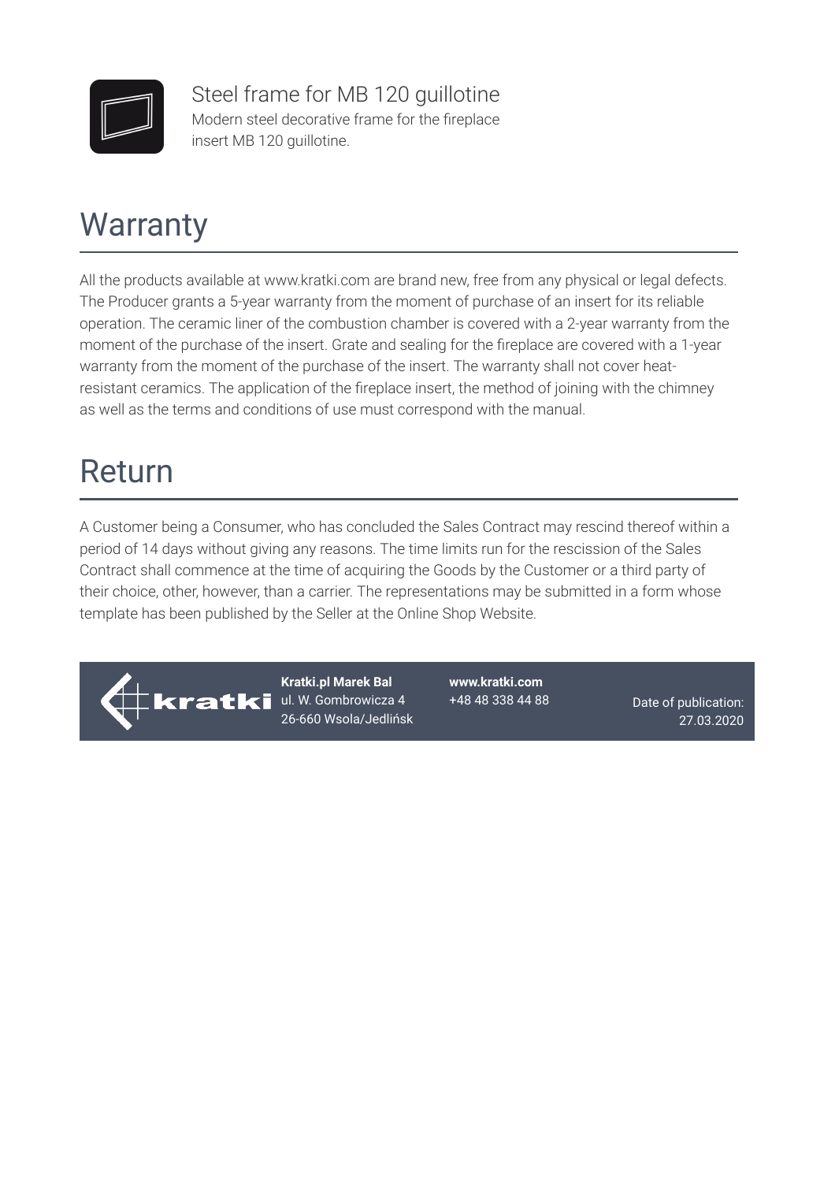Steel frame for MB 120 guillotine

Modern steel decorative frame for the fireplace insert MB 120 guillotine.

# Warranty

All the products available at www.kratki.com are brand new, free from any physical or legal defects. The Producer grants a 5-year warranty from the moment of purchase of an insert for its reliable operation. The ceramic liner of the combustion chamber is covered with a 2-year warranty from the moment of the purchase of the insert. Grate and sealing for the fireplace are covered with a 1-year warranty from the moment of the purchase of the insert. The warranty shall not cover heat-resistant ceramics. The application of the fireplace insert, the method of joining with the chimney as well as the terms and conditions of use must correspond with the manual.

# Return

A Customer being a Consumer, who has concluded the Sales Contract may rescind thereof within a period of 14 days without giving any reasons. The time limits run for the rescission of the Sales Contract shall commence at the time of acquiring the Goods by the Customer or a third party of their choice, other, however, than a carrier. The representations may be submitted in a form whose template has been published by the Seller at the Online Shop Website.

**Kratki.pl Marek Bal**
ul. W. Gombrowicza 4
26-660 Wsola/Jedlińsk

**www.kratki.com**
+48 48 338 44 88

Date of publication: 27.03.2020